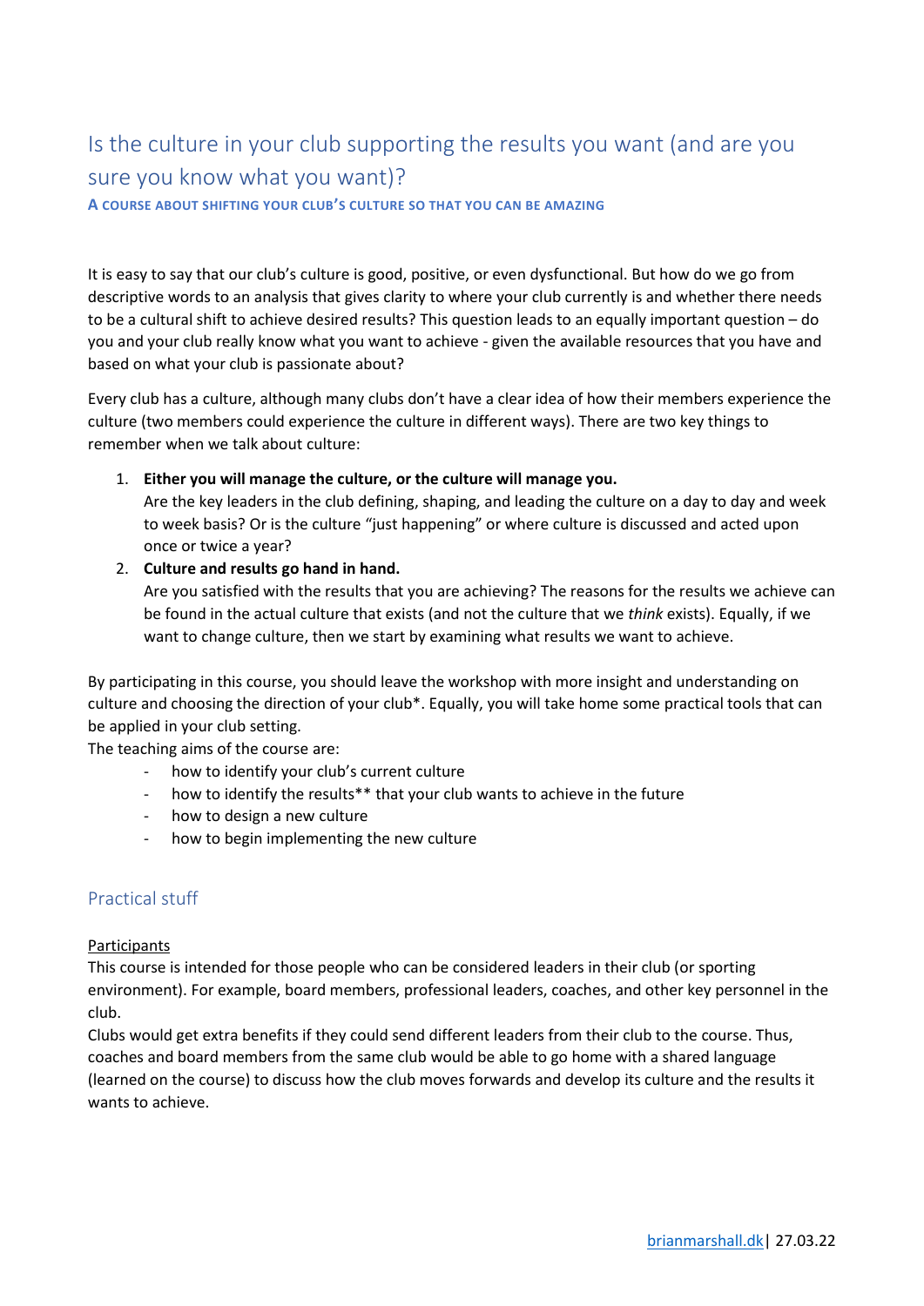# Is the culture in your club supporting the results you want (and are you sure you know what you want)?

**A COURSE ABOUT SHIFTING YOUR CLUB'S CULTURE SO THAT YOU CAN BE AMAZING**

It is easy to say that our club's culture is good, positive, or even dysfunctional. But how do we go from descriptive words to an analysis that gives clarity to where your club currently is and whether there needs to be a cultural shift to achieve desired results? This question leads to an equally important question – do you and your club really know what you want to achieve - given the available resources that you have and based on what your club is passionate about?

Every club has a culture, although many clubs don't have a clear idea of how their members experience the culture (two members could experience the culture in different ways). There are two key things to remember when we talk about culture:

1. **Either you will manage the culture, or the culture will manage you.**
   Are the key leaders in the club defining, shaping, and leading the culture on a day to day and week to week basis? Or is the culture "just happening" or where culture is discussed and acted upon once or twice a year?
2. **Culture and results go hand in hand.**
   Are you satisfied with the results that you are achieving? The reasons for the results we achieve can be found in the actual culture that exists (and not the culture that we *think* exists). Equally, if we want to change culture, then we start by examining what results we want to achieve.

By participating in this course, you should leave the workshop with more insight and understanding on culture and choosing the direction of your club*. Equally, you will take home some practical tools that can be applied in your club setting.

The teaching aims of the course are:

- how to identify your club's current culture
- how to identify the results** that your club wants to achieve in the future
- how to design a new culture
- how to begin implementing the new culture

## Practical stuff

<u>Participants</u>

This course is intended for those people who can be considered leaders in their club (or sporting environment). For example, board members, professional leaders, coaches, and other key personnel in the club.

Clubs would get extra benefits if they could send different leaders from their club to the course. Thus, coaches and board members from the same club would be able to go home with a shared language (learned on the course) to discuss how the club moves forwards and develop its culture and the results it wants to achieve.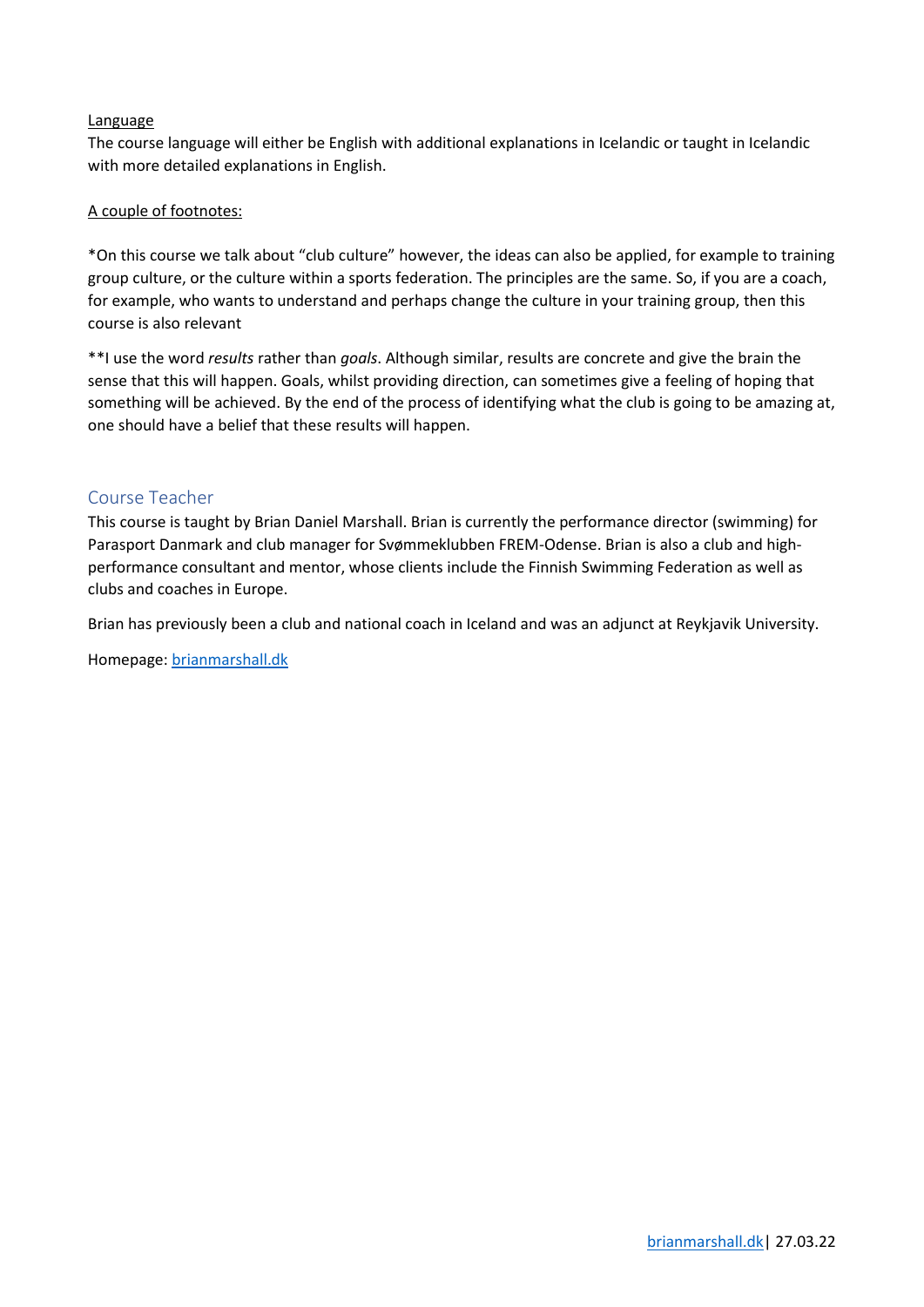Language

The course language will either be English with additional explanations in Icelandic or taught in Icelandic with more detailed explanations in English.

A couple of footnotes:

*On this course we talk about “club culture” however, the ideas can also be applied, for example to training group culture, or the culture within a sports federation. The principles are the same. So, if you are a coach, for example, who wants to understand and perhaps change the culture in your training group, then this course is also relevant

**I use the word *results* rather than *goals*. Although similar, results are concrete and give the brain the sense that this will happen. Goals, whilst providing direction, can sometimes give a feeling of hoping that something will be achieved. By the end of the process of identifying what the club is going to be amazing at, one should have a belief that these results will happen.

## Course Teacher

This course is taught by Brian Daniel Marshall. Brian is currently the performance director (swimming) for Parasport Danmark and club manager for Svømmeklubben FREM-Odense. Brian is also a club and high-performance consultant and mentor, whose clients include the Finnish Swimming Federation as well as clubs and coaches in Europe.

Brian has previously been a club and national coach in Iceland and was an adjunct at Reykjavik University.

Homepage: brianmarshall.dk